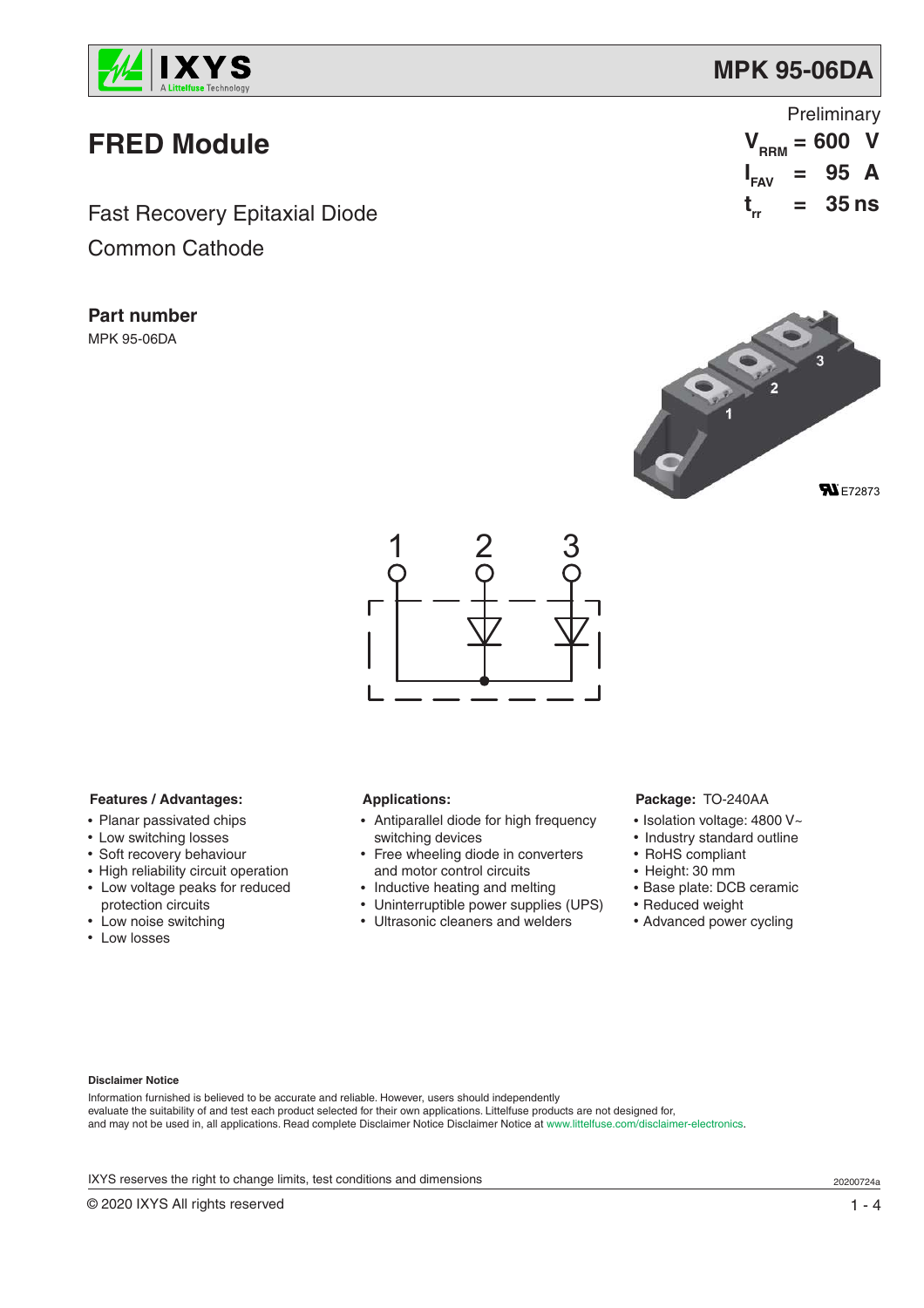# MPK 95-06DA

## FRED Module

Preliminary

$V_{RRM}$ = 600 V

$I_{FAV}$ = 95 A

$t_{rr}$ = 35 ns

Fast Recovery Epitaxial Diode

Common Cathode

### Part number

MPK 95-06DA

E72873

1 2 3

**Features / Advantages:**

- Planar passivated chips
- Low switching losses
- Soft recovery behaviour
- High reliability circuit operation
- Low voltage peaks for reduced protection circuits
- Low noise switching
- Low losses

**Applications:**

- Antiparallel diode for high frequency switching devices
- Free wheeling diode in converters and motor control circuits
- Inductive heating and melting
- Uninterruptible power supplies (UPS)
- Ultrasonic cleaners and welders

**Package:** TO-240AA

- Isolation voltage: 4800 V~
- Industry standard outline
- RoHS compliant
- Height: 30 mm
- Base plate: DCB ceramic
- Reduced weight
- Advanced power cycling

**Disclaimer Notice**

Information furnished is believed to be accurate and reliable. However, users should independently evaluate the suitability of and test each product selected for their own applications. Littelfuse products are not designed for, and may not be used in, all applications. Read complete Disclaimer Notice Disclaimer Notice at www.littelfuse.com/disclaimer-electronics.

IXYS reserves the right to change limits, test conditions and dimensions

20200724a

© 2020 IXYS All rights reserved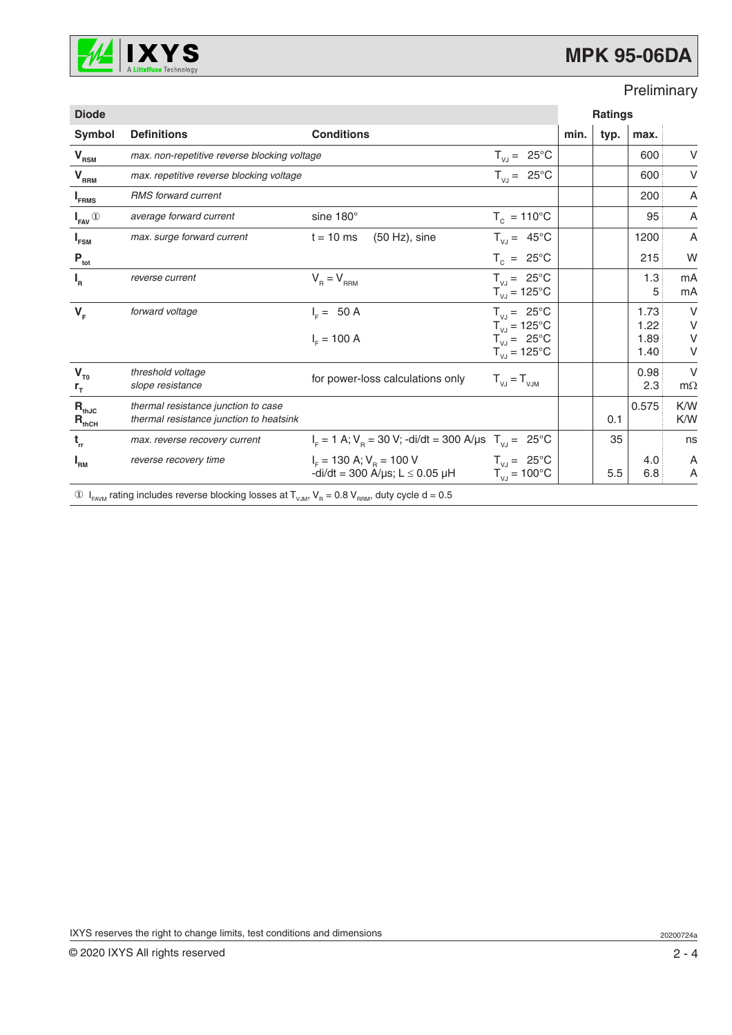Preliminary

| Diode | | | | | Ratings | | |
|---|---|---|---|---|---|---|---|
| **Symbol** | **Definitions** | **Conditions** | | **min.** | **typ.** | **max.** | |
| $V_{RSM}$ | *max. non-repetitive reverse blocking voltage* | | $T_{VJ}$ = 25°C | | | 600 | V |
| $V_{RRM}$ | *max. repetitive reverse blocking voltage* | | $T_{VJ}$ = 25°C | | | 600 | V |
| $I_{FRMS}$ | *RMS forward current* | | | | | 200 | A |
| $I_{FAV}$ ① | *average forward current* | sine 180° | $T_C$ = 110°C | | | 95 | A |
| $I_{FSM}$ | *max. surge forward current* | t = 10 ms (50 Hz), sine | $T_{VJ}$ = 45°C | | | 1200 | A |
| $P_{tot}$ | | | $T_C$ = 25°C | | | 215 | W |
| $I_R$ | *reverse current* | $V_R = V_{RRM}$ | $T_{VJ}$ = 25°C<br>$T_{VJ}$ = 125°C | | | 1.3<br>5 | mA<br>mA |
| $V_F$ | *forward voltage* | $I_F$ = 50 A<br><br>$I_F$ = 100 A | $T_{VJ}$ = 25°C<br>$T_{VJ}$ = 125°C<br>$T_{VJ}$ = 25°C<br>$T_{VJ}$ = 125°C | | | 1.73<br>1.22<br>1.89<br>1.40 | V<br>V<br>V<br>V |
| $V_{T0}$<br>$r_T$ | *threshold voltage*<br>*slope resistance* | for power-loss calculations only | $T_{VJ} = T_{VJM}$ | | | 0.98<br>2.3 | V<br>mΩ |
| $R_{thJC}$<br>$R_{thCH}$ | *thermal resistance junction to case*<br>*thermal resistance junction to heatsink* | | | | <br>0.1 | 0.575 | K/W<br>K/W |
| $t_{rr}$ | *max. reverse recovery current* | $I_F$ = 1 A; $V_R$ = 30 V; -di/dt = 300 A/μs | $T_{VJ}$ = 25°C | | 35 | | ns |
| $I_{RM}$ | *reverse recovery time* | $I_F$ = 130 A; $V_R$ = 100 V<br>-di/dt = 300 A/μs; L ≤ 0.05 μH | $T_{VJ}$ = 25°C<br>$T_{VJ}$ = 100°C | | <br>5.5 | 4.0<br>6.8 | A<br>A |

① $I_{FAVM}$ rating includes reverse blocking losses at $T_{VJM}$, $V_R = 0.8\ V_{RRM}$, duty cycle d = 0.5

IXYS reserves the right to change limits, test conditions and dimensions

20200724a

© 2020 IXYS All rights reserved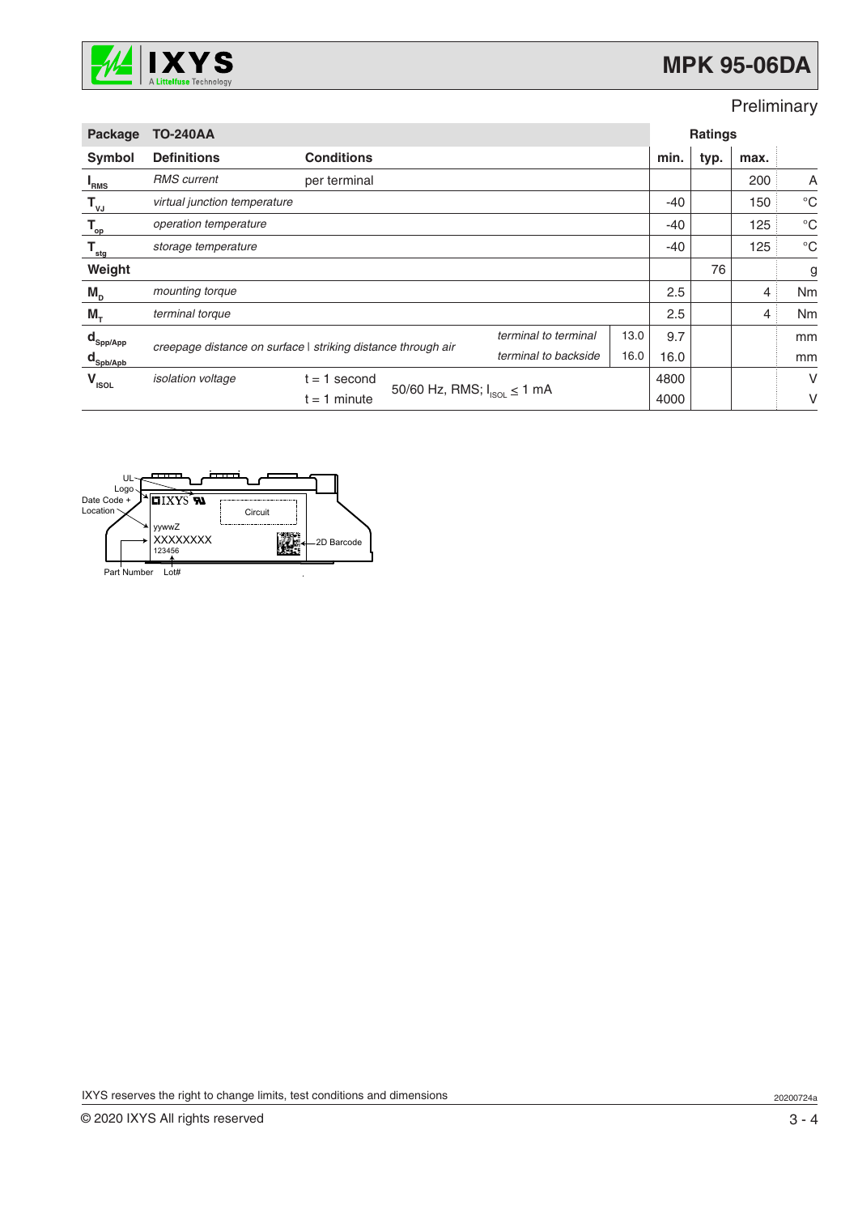# MPK 95-06DA

Preliminary

| Package | TO-240AA | | | | Ratings | | | |
|---|---|---|---|---|---|---|---|---|
| **Symbol** | **Definitions** | **Conditions** | | | **min.** | **typ.** | **max.** | |
| $I_{RMS}$ | *RMS current* | per terminal | | | | | 200 | A |
| $T_{VJ}$ | *virtual junction temperature* | | | | -40 | | 150 | °C |
| $T_{op}$ | *operation temperature* | | | | -40 | | 125 | °C |
| $T_{stg}$ | *storage temperature* | | | | -40 | | 125 | °C |
| **Weight** | | | | | | 76 | | g |
| $M_D$ | *mounting torque* | | | | 2.5 | | 4 | Nm |
| $M_T$ | *terminal torque* | | | | 2.5 | | 4 | Nm |
| $d_{Spp/App}$ | *creepage distance on surface \| striking distance through air* | | *terminal to terminal* | 13.0 | 9.7 | | | mm |
| $d_{Spb/Apb}$ | | | *terminal to backside* | 16.0 | 16.0 | | | mm |
| $V_{ISOL}$ | *isolation voltage* | t = 1 second | 50/60 Hz, RMS; $I_{ISOL} \leq 1$ mA | | 4800 | | | V |
| | | t = 1 minute | | | 4000 | | | V |

UL Logo, Date Code + Location, IXYS, Circuit, yywwZ, XXXXXXXX, 123456, 2D Barcode, Part Number, Lot#

IXYS reserves the right to change limits, test conditions and dimensions

20200724a

© 2020 IXYS All rights reserved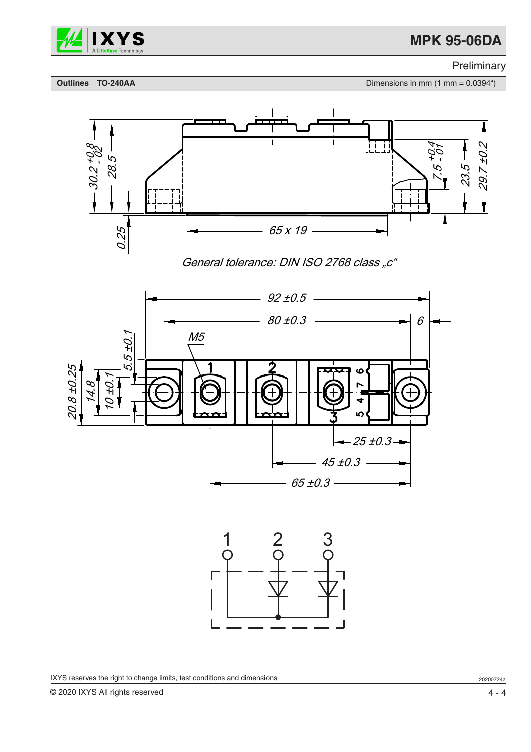Preliminary

**Outlines TO-240AA** Dimensions in mm (1 mm = 0.0394")

30.2 +0.8 -0.2
28.5
0.25
65 x 19
7.5 +0.4 -0.1
23.5
29.7 ±0.2

*General tolerance: DIN ISO 2768 class „c"*

92 ±0.5
80 ±0.3
6
M5
5.5 ±0.1
20.8 ±0.25
14.8
10 ±0.1
1
2
3
6
7
4
5
25 ±0.3
45 ±0.3
65 ±0.3

1 2 3

IXYS reserves the right to change limits, test conditions and dimensions

20200724a

© 2020 IXYS All rights reserved